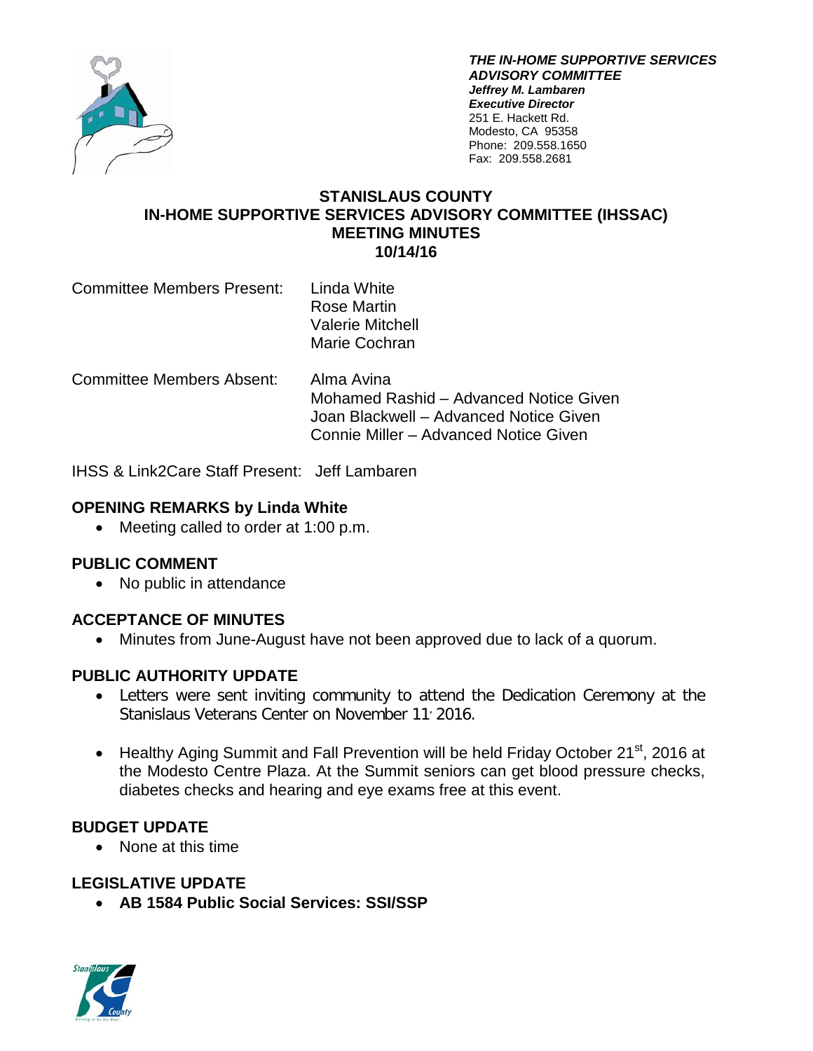***THE IN-HOME SUPPORTIVE SERVICES ADVISORY COMMITTEE***
***Jeffrey M. Lambaren***
***Executive Director***
251 E. Hackett Rd.
Modesto, CA 95358
Phone: 209.558.1650
Fax: 209.558.2681

# STANISLAUS COUNTY
# IN-HOME SUPPORTIVE SERVICES ADVISORY COMMITTEE (IHSSAC)
# MEETING MINUTES
# 10/14/16

Committee Members Present: Linda White
Rose Martin
Valerie Mitchell
Marie Cochran

Committee Members Absent: Alma Avina
Mohamed Rashid – Advanced Notice Given
Joan Blackwell – Advanced Notice Given
Connie Miller – Advanced Notice Given

IHSS & Link2Care Staff Present: Jeff Lambaren

## OPENING REMARKS by Linda White

- Meeting called to order at 1:00 p.m.

## PUBLIC COMMENT

- No public in attendance

## ACCEPTANCE OF MINUTES

- Minutes from June-August have not been approved due to lack of a quorum.

## PUBLIC AUTHORITY UPDATE

- Letters were sent inviting community to attend the Dedication Ceremony at the Stanislaus Veterans Center on November 11, 2016.
- Healthy Aging Summit and Fall Prevention will be held Friday October 21st, 2016 at the Modesto Centre Plaza. At the Summit seniors can get blood pressure checks, diabetes checks and hearing and eye exams free at this event.

## BUDGET UPDATE

- None at this time

## LEGISLATIVE UPDATE

- **AB 1584 Public Social Services: SSI/SSP**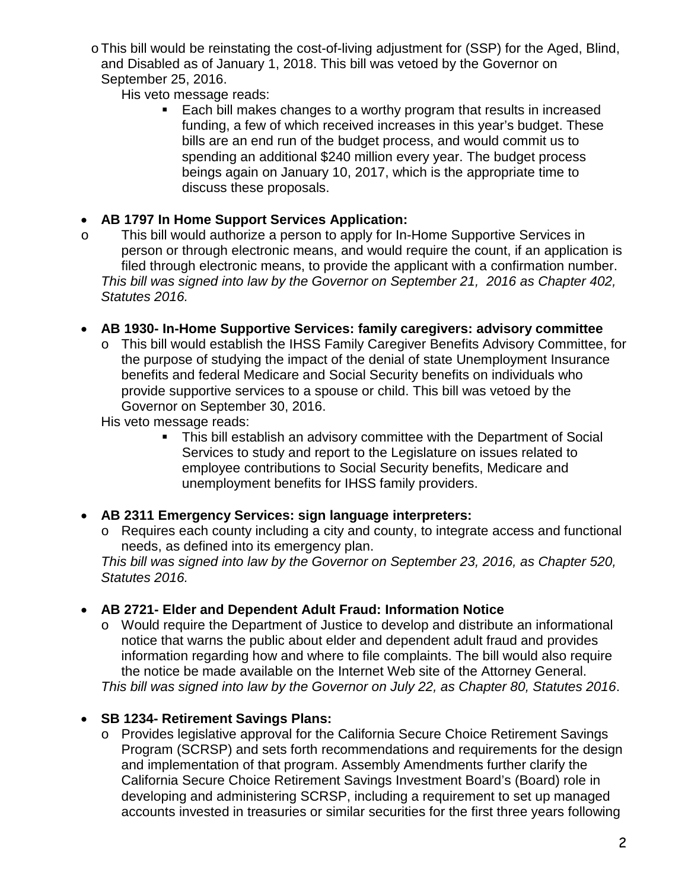- This bill would be reinstating the cost-of-living adjustment for (SSP) for the Aged, Blind, and Disabled as of January 1, 2018. This bill was vetoed by the Governor on September 25, 2016.

  His veto message reads:

    - Each bill makes changes to a worthy program that results in increased funding, a few of which received increases in this year's budget. These bills are an end run of the budget process, and would commit us to spending an additional $240 million every year. The budget process beings again on January 10, 2017, which is the appropriate time to discuss these proposals.

- **AB 1797 In Home Support Services Application:**
  - This bill would authorize a person to apply for In-Home Supportive Services in person or through electronic means, and would require the count, if an application is filed through electronic means, to provide the applicant with a confirmation number.

  *This bill was signed into law by the Governor on September 21, 2016 as Chapter 402, Statutes 2016.*

- **AB 1930- In-Home Supportive Services: family caregivers: advisory committee**
  - This bill would establish the IHSS Family Caregiver Benefits Advisory Committee, for the purpose of studying the impact of the denial of state Unemployment Insurance benefits and federal Medicare and Social Security benefits on individuals who provide supportive services to a spouse or child. This bill was vetoed by the Governor on September 30, 2016.

  His veto message reads:

    - This bill establish an advisory committee with the Department of Social Services to study and report to the Legislature on issues related to employee contributions to Social Security benefits, Medicare and unemployment benefits for IHSS family providers.

- **AB 2311 Emergency Services: sign language interpreters:**
  - Requires each county including a city and county, to integrate access and functional needs, as defined into its emergency plan.

  *This bill was signed into law by the Governor on September 23, 2016, as Chapter 520, Statutes 2016.*

- **AB 2721- Elder and Dependent Adult Fraud: Information Notice**
  - Would require the Department of Justice to develop and distribute an informational notice that warns the public about elder and dependent adult fraud and provides information regarding how and where to file complaints. The bill would also require the notice be made available on the Internet Web site of the Attorney General.

  *This bill was signed into law by the Governor on July 22, as Chapter 80, Statutes 2016*.

- **SB 1234- Retirement Savings Plans:**
  - Provides legislative approval for the California Secure Choice Retirement Savings Program (SCRSP) and sets forth recommendations and requirements for the design and implementation of that program. Assembly Amendments further clarify the California Secure Choice Retirement Savings Investment Board's (Board) role in developing and administering SCRSP, including a requirement to set up managed accounts invested in treasuries or similar securities for the first three years following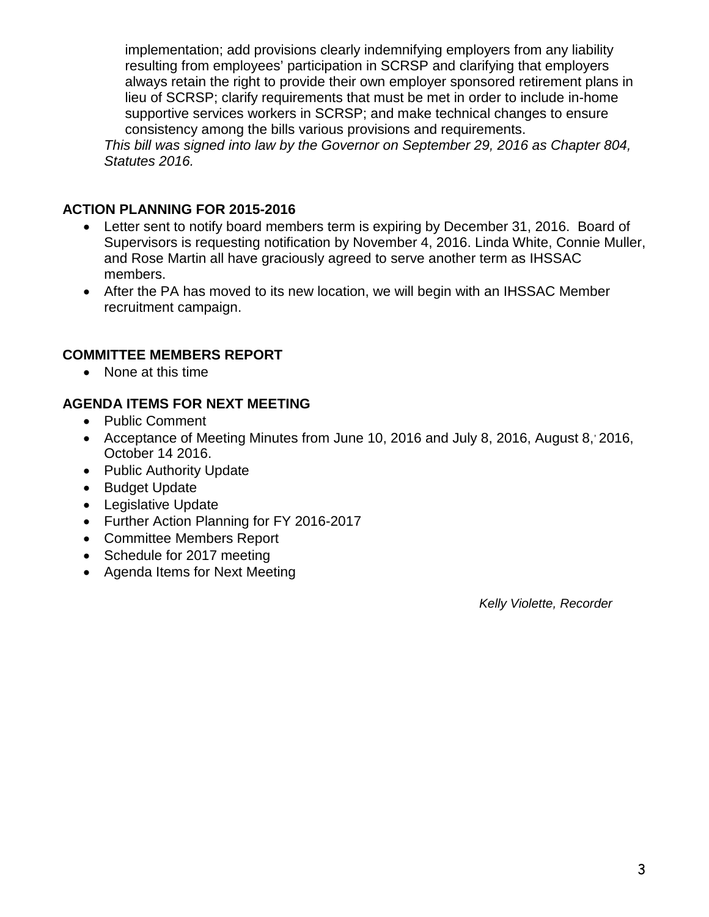implementation; add provisions clearly indemnifying employers from any liability resulting from employees' participation in SCRSP and clarifying that employers always retain the right to provide their own employer sponsored retirement plans in lieu of SCRSP; clarify requirements that must be met in order to include in-home supportive services workers in SCRSP; and make technical changes to ensure consistency among the bills various provisions and requirements.

*This bill was signed into law by the Governor on September 29, 2016 as Chapter 804, Statutes 2016.*

**ACTION PLANNING FOR 2015-2016**

- Letter sent to notify board members term is expiring by December 31, 2016. Board of Supervisors is requesting notification by November 4, 2016. Linda White, Connie Muller, and Rose Martin all have graciously agreed to serve another term as IHSSAC members.
- After the PA has moved to its new location, we will begin with an IHSSAC Member recruitment campaign.

**COMMITTEE MEMBERS REPORT**

- None at this time

**AGENDA ITEMS FOR NEXT MEETING**

- Public Comment
- Acceptance of Meeting Minutes from June 10, 2016 and July 8, 2016, August 8,' 2016, October 14 2016.
- Public Authority Update
- Budget Update
- Legislative Update
- Further Action Planning for FY 2016-2017
- Committee Members Report
- Schedule for 2017 meeting
- Agenda Items for Next Meeting

*Kelly Violette, Recorder*